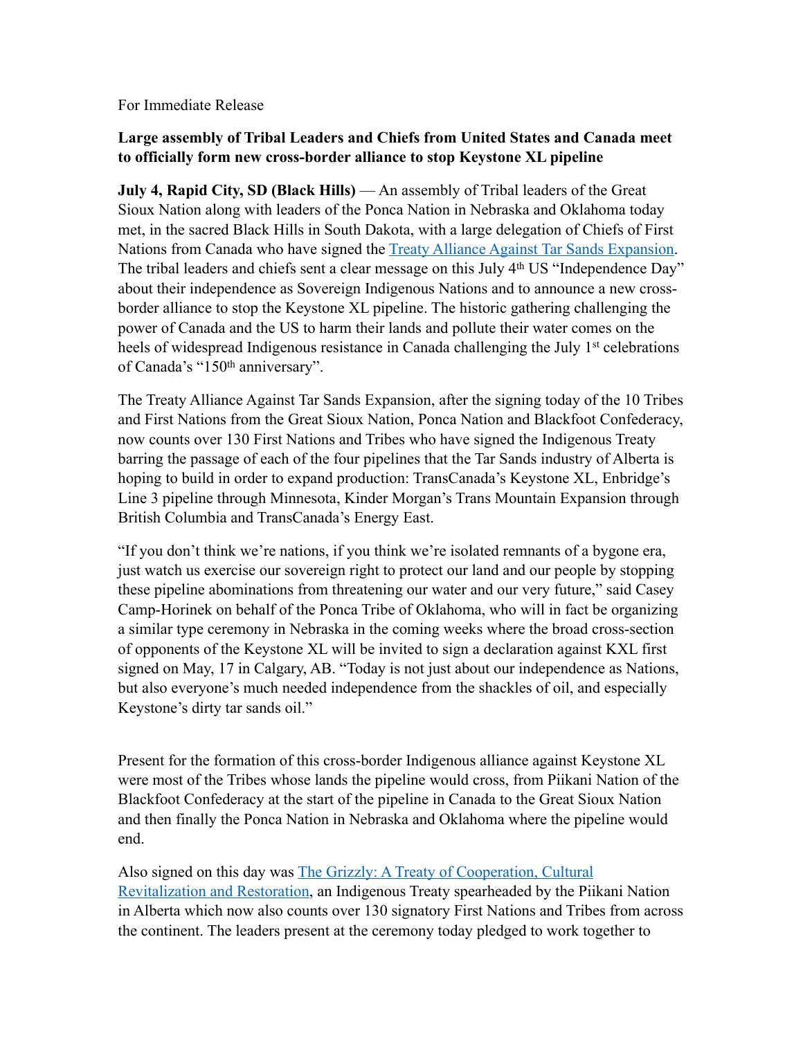For Immediate Release

**Large assembly of Tribal Leaders and Chiefs from United States and Canada meet to officially form new cross-border alliance to stop Keystone XL pipeline**

**July 4, Rapid City, SD (Black Hills)** — An assembly of Tribal leaders of the Great Sioux Nation along with leaders of the Ponca Nation in Nebraska and Oklahoma today met, in the sacred Black Hills in South Dakota, with a large delegation of Chiefs of First Nations from Canada who have signed the [Treaty Alliance Against Tar Sands Expansion](). The tribal leaders and chiefs sent a clear message on this July 4th US "Independence Day" about their independence as Sovereign Indigenous Nations and to announce a new cross-border alliance to stop the Keystone XL pipeline. The historic gathering challenging the power of Canada and the US to harm their lands and pollute their water comes on the heels of widespread Indigenous resistance in Canada challenging the July 1st celebrations of Canada's "150th anniversary".

The Treaty Alliance Against Tar Sands Expansion, after the signing today of the 10 Tribes and First Nations from the Great Sioux Nation, Ponca Nation and Blackfoot Confederacy, now counts over 130 First Nations and Tribes who have signed the Indigenous Treaty barring the passage of each of the four pipelines that the Tar Sands industry of Alberta is hoping to build in order to expand production: TransCanada's Keystone XL, Enbridge's Line 3 pipeline through Minnesota, Kinder Morgan's Trans Mountain Expansion through British Columbia and TransCanada's Energy East.

"If you don't think we're nations, if you think we're isolated remnants of a bygone era, just watch us exercise our sovereign right to protect our land and our people by stopping these pipeline abominations from threatening our water and our very future," said Casey Camp-Horinek on behalf of the Ponca Tribe of Oklahoma, who will in fact be organizing a similar type ceremony in Nebraska in the coming weeks where the broad cross-section of opponents of the Keystone XL will be invited to sign a declaration against KXL first signed on May, 17 in Calgary, AB. "Today is not just about our independence as Nations, but also everyone's much needed independence from the shackles of oil, and especially Keystone's dirty tar sands oil."

Present for the formation of this cross-border Indigenous alliance against Keystone XL were most of the Tribes whose lands the pipeline would cross, from Piikani Nation of the Blackfoot Confederacy at the start of the pipeline in Canada to the Great Sioux Nation and then finally the Ponca Nation in Nebraska and Oklahoma where the pipeline would end.

Also signed on this day was [The Grizzly: A Treaty of Cooperation, Cultural Revitalization and Restoration](), an Indigenous Treaty spearheaded by the Piikani Nation in Alberta which now also counts over 130 signatory First Nations and Tribes from across the continent. The leaders present at the ceremony today pledged to work together to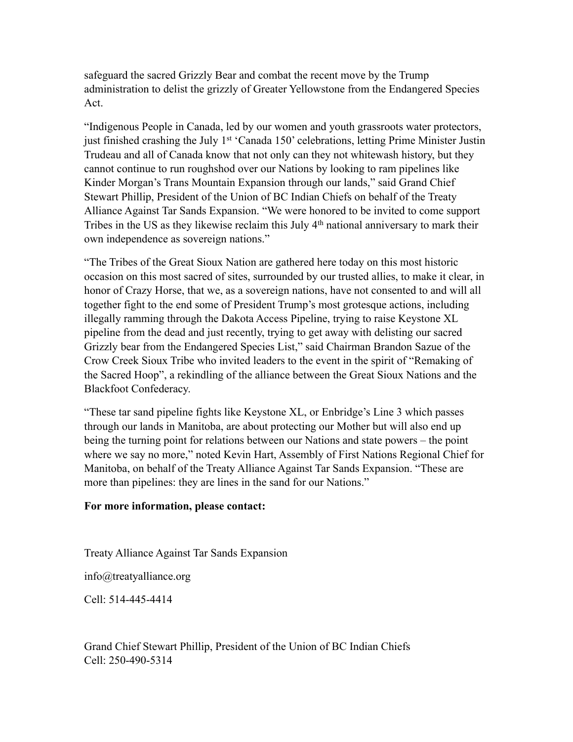safeguard the sacred Grizzly Bear and combat the recent move by the Trump administration to delist the grizzly of Greater Yellowstone from the Endangered Species Act.

"Indigenous People in Canada, led by our women and youth grassroots water protectors, just finished crashing the July 1st 'Canada 150' celebrations, letting Prime Minister Justin Trudeau and all of Canada know that not only can they not whitewash history, but they cannot continue to run roughshod over our Nations by looking to ram pipelines like Kinder Morgan's Trans Mountain Expansion through our lands," said Grand Chief Stewart Phillip, President of the Union of BC Indian Chiefs on behalf of the Treaty Alliance Against Tar Sands Expansion. "We were honored to be invited to come support Tribes in the US as they likewise reclaim this July 4th national anniversary to mark their own independence as sovereign nations."

"The Tribes of the Great Sioux Nation are gathered here today on this most historic occasion on this most sacred of sites, surrounded by our trusted allies, to make it clear, in honor of Crazy Horse, that we, as a sovereign nations, have not consented to and will all together fight to the end some of President Trump's most grotesque actions, including illegally ramming through the Dakota Access Pipeline, trying to raise Keystone XL pipeline from the dead and just recently, trying to get away with delisting our sacred Grizzly bear from the Endangered Species List," said Chairman Brandon Sazue of the Crow Creek Sioux Tribe who invited leaders to the event in the spirit of "Remaking of the Sacred Hoop", a rekindling of the alliance between the Great Sioux Nations and the Blackfoot Confederacy.

"These tar sand pipeline fights like Keystone XL, or Enbridge's Line 3 which passes through our lands in Manitoba, are about protecting our Mother but will also end up being the turning point for relations between our Nations and state powers – the point where we say no more," noted Kevin Hart, Assembly of First Nations Regional Chief for Manitoba, on behalf of the Treaty Alliance Against Tar Sands Expansion. "These are more than pipelines: they are lines in the sand for our Nations."

**For more information, please contact:**

Treaty Alliance Against Tar Sands Expansion

info@treatyalliance.org

Cell: 514-445-4414

Grand Chief Stewart Phillip, President of the Union of BC Indian Chiefs
Cell: 250-490-5314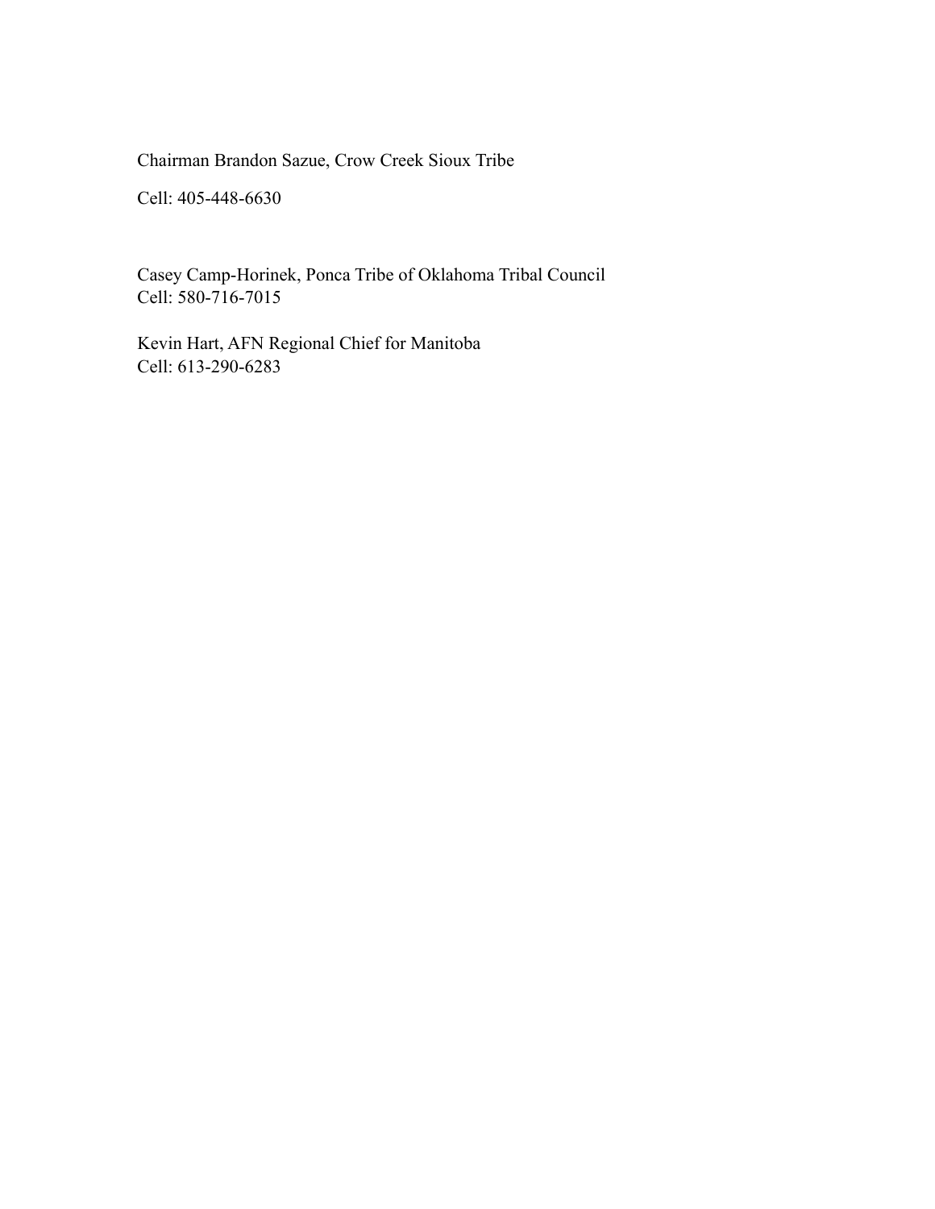Chairman Brandon Sazue, Crow Creek Sioux Tribe

Cell: 405-448-6630

Casey Camp-Horinek, Ponca Tribe of Oklahoma Tribal Council
Cell: 580-716-7015

Kevin Hart, AFN Regional Chief for Manitoba
Cell: 613-290-6283